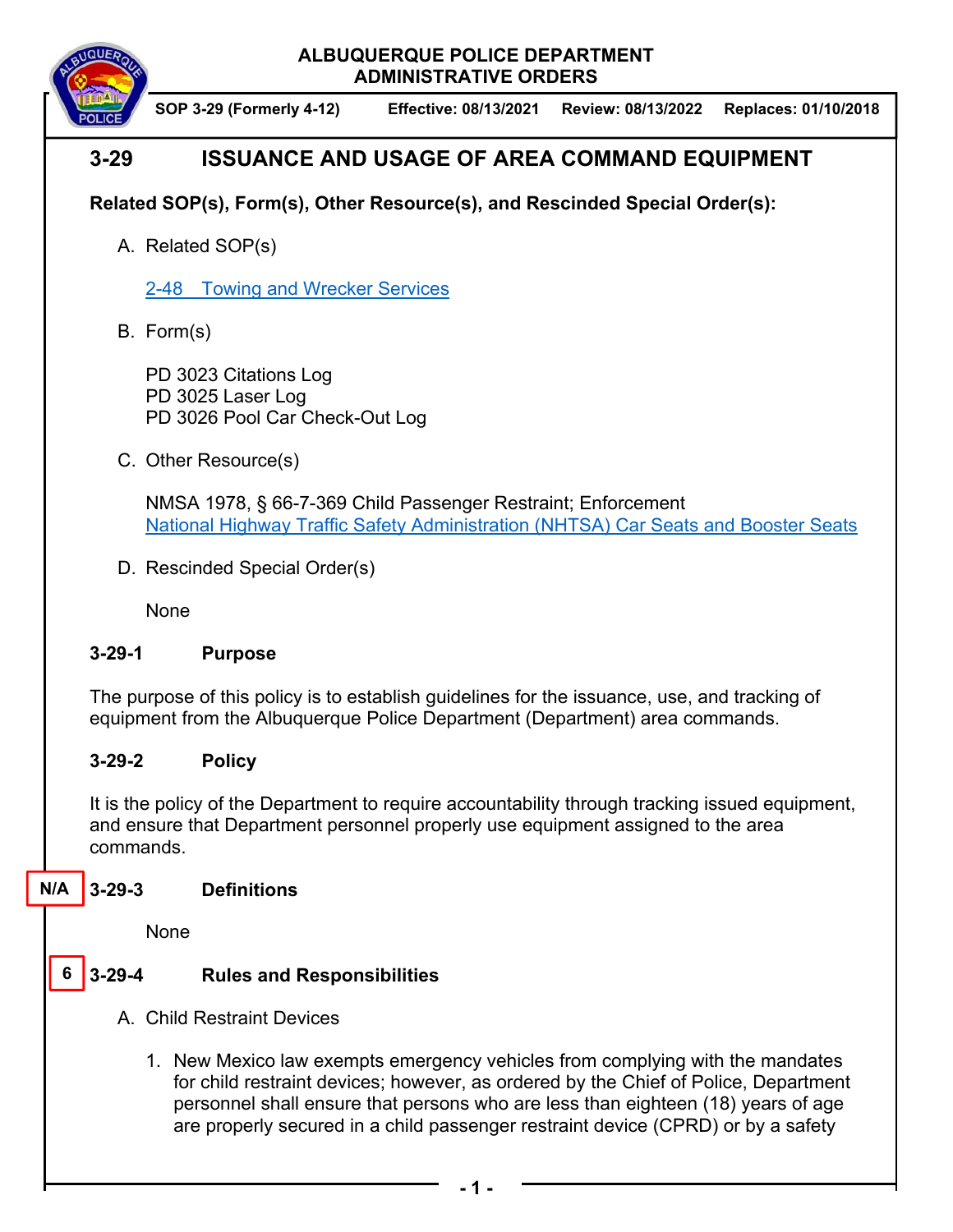ALBUQUERQUE POLICE DEPARTMENT
ADMINISTRATIVE ORDERS

SOP 3-29 (Formerly 4-12) | Effective: 08/13/2021 | Review: 08/13/2022 | Replaces: 01/10/2018

# 3-29 ISSUANCE AND USAGE OF AREA COMMAND EQUIPMENT

**Related SOP(s), Form(s), Other Resource(s), and Rescinded Special Order(s):**

A. Related SOP(s)

   2-48 Towing and Wrecker Services

B. Form(s)

   PD 3023 Citations Log
   PD 3025 Laser Log
   PD 3026 Pool Car Check-Out Log

C. Other Resource(s)

   NMSA 1978, § 66-7-369 Child Passenger Restraint; Enforcement
   National Highway Traffic Safety Administration (NHTSA) Car Seats and Booster Seats

D. Rescinded Special Order(s)

   None

## 3-29-1 Purpose

The purpose of this policy is to establish guidelines for the issuance, use, and tracking of equipment from the Albuquerque Police Department (Department) area commands.

## 3-29-2 Policy

It is the policy of the Department to require accountability through tracking issued equipment, and ensure that Department personnel properly use equipment assigned to the area commands.

N/A

## 3-29-3 Definitions

None

6

## 3-29-4 Rules and Responsibilities

A. Child Restraint Devices

   1. New Mexico law exempts emergency vehicles from complying with the mandates for child restraint devices; however, as ordered by the Chief of Police, Department personnel shall ensure that persons who are less than eighteen (18) years of age are properly secured in a child passenger restraint device (CPRD) or by a safety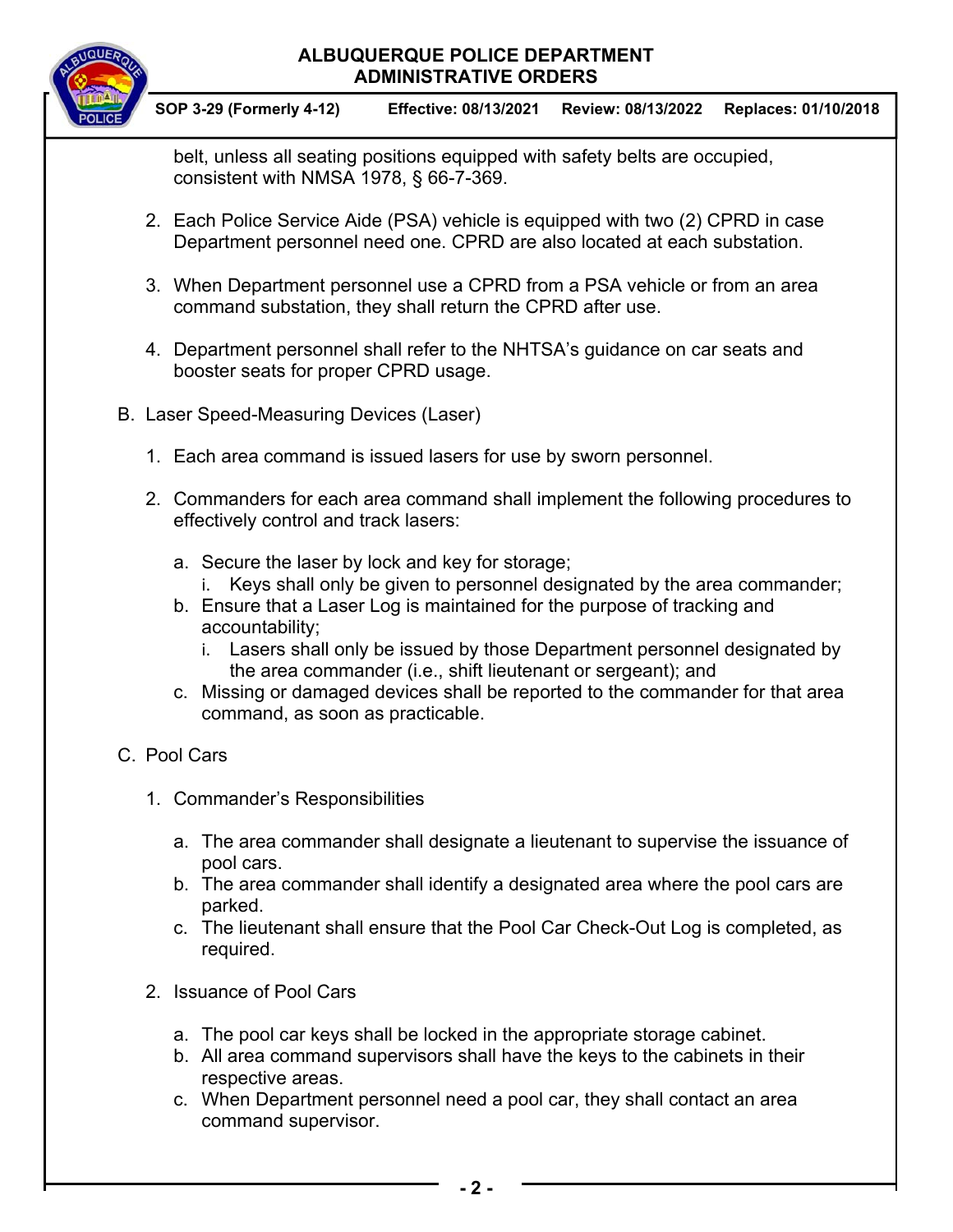belt, unless all seating positions equipped with safety belts are occupied, consistent with NMSA 1978, § 66-7-369.

2. Each Police Service Aide (PSA) vehicle is equipped with two (2) CPRD in case Department personnel need one. CPRD are also located at each substation.

3. When Department personnel use a CPRD from a PSA vehicle or from an area command substation, they shall return the CPRD after use.

4. Department personnel shall refer to the NHTSA's guidance on car seats and booster seats for proper CPRD usage.

B. Laser Speed-Measuring Devices (Laser)

1. Each area command is issued lasers for use by sworn personnel.

2. Commanders for each area command shall implement the following procedures to effectively control and track lasers:

   a. Secure the laser by lock and key for storage;
      i. Keys shall only be given to personnel designated by the area commander;
   b. Ensure that a Laser Log is maintained for the purpose of tracking and accountability;
      i. Lasers shall only be issued by those Department personnel designated by the area commander (i.e., shift lieutenant or sergeant); and
   c. Missing or damaged devices shall be reported to the commander for that area command, as soon as practicable.

C. Pool Cars

1. Commander's Responsibilities

   a. The area commander shall designate a lieutenant to supervise the issuance of pool cars.
   b. The area commander shall identify a designated area where the pool cars are parked.
   c. The lieutenant shall ensure that the Pool Car Check-Out Log is completed, as required.

2. Issuance of Pool Cars

   a. The pool car keys shall be locked in the appropriate storage cabinet.
   b. All area command supervisors shall have the keys to the cabinets in their respective areas.
   c. When Department personnel need a pool car, they shall contact an area command supervisor.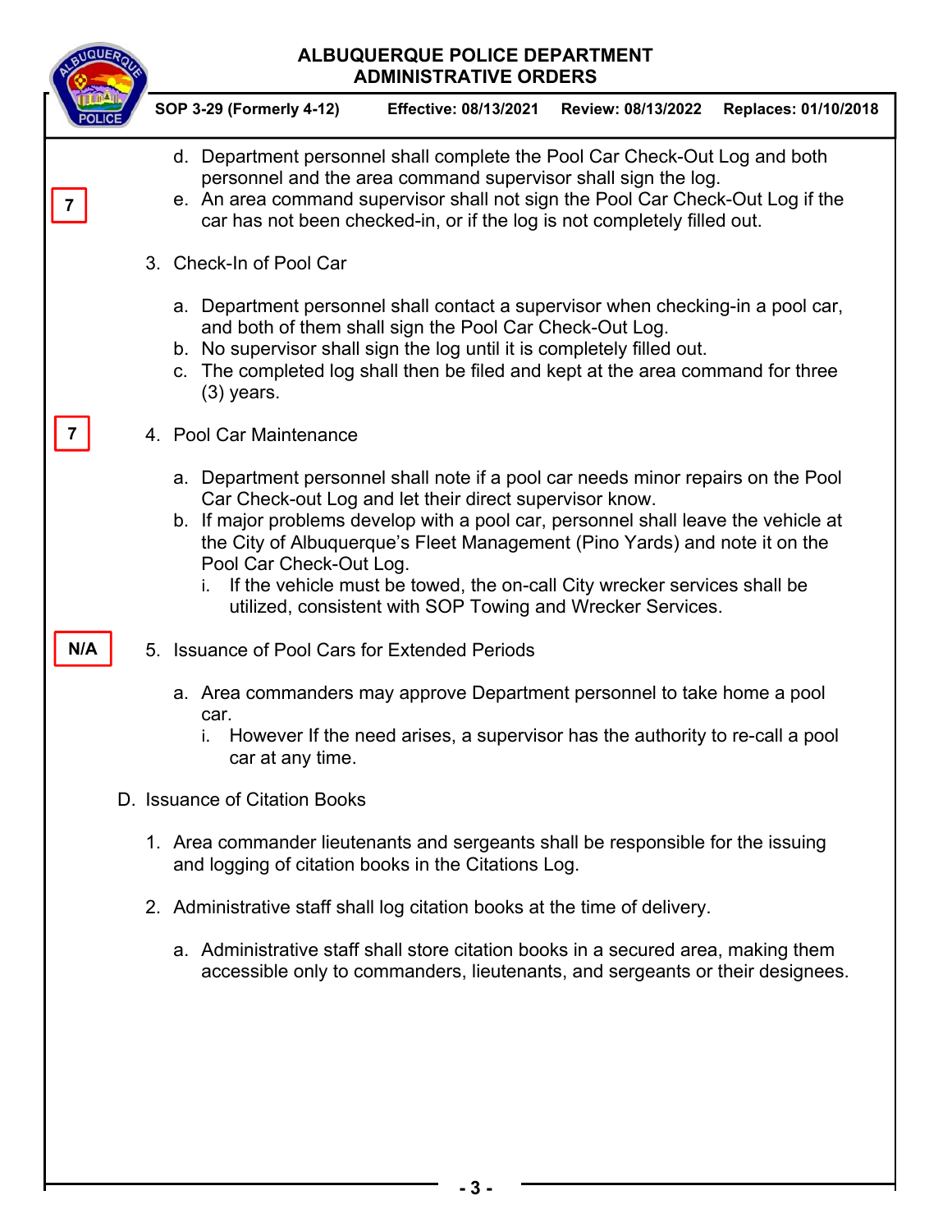d. Department personnel shall complete the Pool Car Check-Out Log and both personnel and the area command supervisor shall sign the log.

7

e. An area command supervisor shall not sign the Pool Car Check-Out Log if the car has not been checked-in, or if the log is not completely filled out.

3. Check-In of Pool Car

   a. Department personnel shall contact a supervisor when checking-in a pool car, and both of them shall sign the Pool Car Check-Out Log.
   b. No supervisor shall sign the log until it is completely filled out.
   c. The completed log shall then be filed and kept at the area command for three (3) years.

7

4. Pool Car Maintenance

   a. Department personnel shall note if a pool car needs minor repairs on the Pool Car Check-out Log and let their direct supervisor know.
   b. If major problems develop with a pool car, personnel shall leave the vehicle at the City of Albuquerque's Fleet Management (Pino Yards) and note it on the Pool Car Check-Out Log.
      i. If the vehicle must be towed, the on-call City wrecker services shall be utilized, consistent with SOP Towing and Wrecker Services.

N/A

5. Issuance of Pool Cars for Extended Periods

   a. Area commanders may approve Department personnel to take home a pool car.
      i. However If the need arises, a supervisor has the authority to re-call a pool car at any time.

D. Issuance of Citation Books

1. Area commander lieutenants and sergeants shall be responsible for the issuing and logging of citation books in the Citations Log.

2. Administrative staff shall log citation books at the time of delivery.

   a. Administrative staff shall store citation books in a secured area, making them accessible only to commanders, lieutenants, and sergeants or their designees.